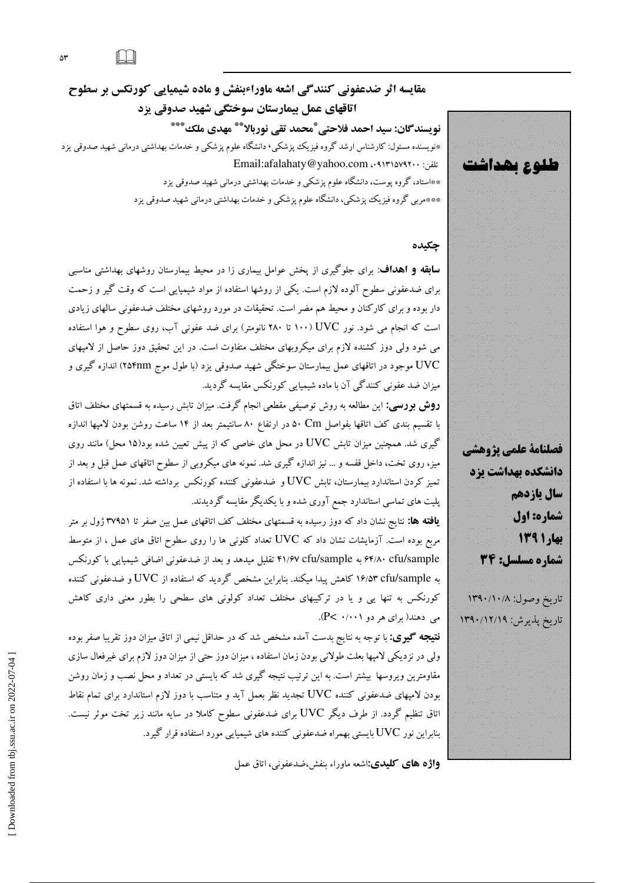# مقایسه اثر ضدعفونی کنندگی اشعه ماوراءبنفش و ماده شیمیایی کورنکس بر سطوح اتاقهای عمل بیمارستان سوختگی شهید صدوقی یزد

**نویسندگان: سید احمد فلاحتی*محمد تقی نوربالا** مهدی ملک*****

*نویسنده مسئول: کارشناس ارشد گروه فیزیک پزشکی، دانشگاه علوم پزشکی و خدمات بهداشتی درمانی شهید صدوقی یزد

تلفن: ۰۹۱۳۱۵۷۹۲۰۰، Email:afalahaty@yahoo.com

**استاد، گروه پوست، دانشگاه علوم پزشکی و خدمات بهداشتی درمانی شهید صدوقی یزد

***مربی گروه فیزیک پزشکی، دانشگاه علوم پزشکی و خدمات بهداشتی درمانی شهید صدوقی یزد

**طلوع بهداشت**

**فصلنامهٔ علمی پژوهشی**
**دانشکده بهداشت یزد**
**سال یازدهم**
**شماره: اول**
**بهار ۱۳۹۱**
**شماره مسلسل: ۳۴**

تاریخ وصول: ۱۳۹۰/۱۰/۸
تاریخ پذیرش: ۱۳۹۰/۱۲/۱۹

## چکیده

**سابقه و اهداف**: برای جلوگیری از پخش عوامل بیماری زا در محیط بیمارستان روشهای بهداشتی مناسبی برای ضدعفونی سطوح آلوده لازم است. یکی از روشها استفاده از مواد شیمیایی است که وقت گیر و زحمت دار بوده و برای کارکنان و محیط هم مضر است. تحقیقات در مورد روشهای مختلف ضدعفونی سالهای زیادی است که انجام می شود. نور UVC (۱۰۰ تا ۲۸۰ نانومتر) برای ضد عفونی آب، روی سطوح و هوا استفاده می شود ولی دوز کشنده لازم برای میکروبهای مختلف متفاوت است. در این تحقیق دوز حاصل از لامپهای UVC موجود در اتاقهای عمل بیمارستان سوختگی شهید صدوقی یزد (با طول موج ۲۵۴nm) اندازه گیری و میزان ضد عفونی کنندگی آن با ماده شیمیایی کورنکس مقایسه گردید.

**روش بررسی:** این مطالعه به روش توصیفی مقطعی انجام گرفت. میزان تابش رسیده به قسمتهای مختلف اتاق با تقسیم بندی کف اتاقها بفواصل ۵۰ Cm در ارتفاع ۸۰ سانتیمتر بعد از ۱۴ ساعت روشن بودن لامپها اندازه گیری شد. همچنین میزان تابش UVC در محل های خاصی که از پیش تعیین شده بود(۱۵ محل) مانند روی میز، روی تخت، داخل قفسه و ... نیز اندازه گیری شد. نمونه های میکروبی از سطوح اتاقهای عمل قبل و بعد از تمیز کردن استاندارد بیمارستان، تابش UVC و ضدعفونی کننده کورنکس برداشته شد. نمونه ها با استفاده از پلیت های تماسی استاندارد جمع آوری شده و با یکدیگر مقایسه گردیدند.

**یافته ها:** نتایج نشان داد که دوز رسیده به قسمتهای مختلف کف اتاقهای عمل بین صفر تا ۳۷۹۵۱ ژول بر متر مربع بوده است. آزمایشات نشان داد که UVC تعداد کلونی ها را روی سطوح اتاق های عمل ، از متوسط ۶۴/۸۰ cfu/sample به ۴۱/۶۷ cfu/sample تقلیل میدهد و بعد از ضدعفونی اضافی شیمیایی با کورنکس به ۱۶/۵۳ cfu/sample کاهش پیدا میکند. بنابراین مشخص گردید که استفاده از UVC و ضدعفونی کننده کورنکس به تنهایی و یا در ترکیبهای مختلف تعداد کولونی های سطحی را بطور معنی داری کاهش می دهند( برای هر دو $P< ۰/۰۰۱$).

**نتیجه گیری:** با توجه به نتایج بدست آمده مشخص شد که در حداقل نیمی از اتاق میزان دوز تقریبا صفر بوده ولی در نزدیکی لامپها بعلت طولانی بودن زمان استفاده ، میزان دوز حتی از میزان دوز لازم برای غیرفعال سازی مقاومترین ویروسها بیشتر است. به این ترتیب نتیجه گیری شد که بایستی در تعداد و محل نصب و زمان روشن بودن لامپهای ضدعفونی کننده UVC تجدید نظر بعمل آید و متناسب با دوز لازم استاندارد برای تمام نقاط اتاق تنظیم گردد. از طرف دیگر UVC برای ضدعفونی سطوح کاملا در سایه مانند زیر تخت موثر نیست. بنابراین نور UVC بایستی بهمراه ضدعفونی کننده های شیمیایی مورد استفاده قرار گیرد.

**واژه های کلیدی:** اشعه ماوراء بنفش،ضدعفونی، اتاق عمل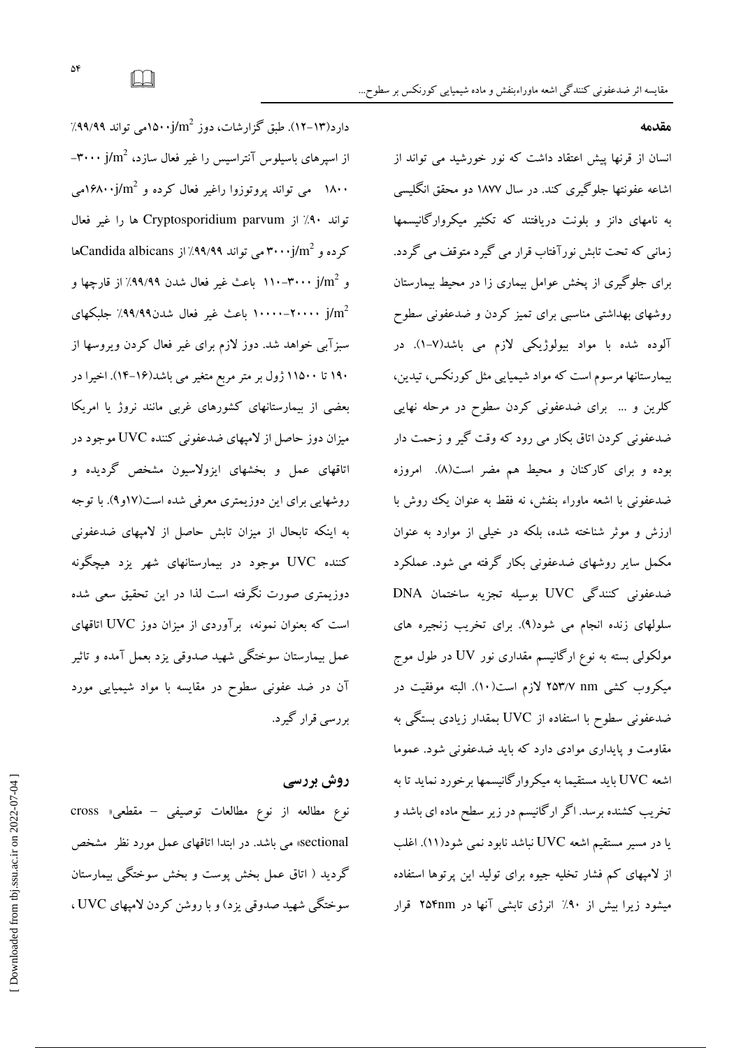## مقدمه

انسان از قرنها پیش اعتقاد داشت که نور خورشید می تواند از اشاعه عفونتها جلوگیری کند. در سال ۱۸۷۷ دو محقق انگلیسی به نامهای دانز و بلونت دریافتند که تکثیر میکروارگانیسمها زمانی که تحت تابش نورآفتاب قرار می گیرد متوقف می گردد. برای جلوگیری از پخش عوامل بیماری زا در محیط بیمارستان روشهای بهداشتی مناسبی برای تمیز کردن و ضدعفونی سطوح آلوده شده با مواد بیولوژیکی لازم می باشد(۷-۱). در بیمارستانها مرسوم است که مواد شیمیایی مثل کورنکس، تیدین، کلرین و ... برای ضدعفونی کردن سطوح در مرحله نهایی ضدعفونی کردن اتاق بکار می رود که وقت گیر و زحمت دار بوده و برای کارکنان و محیط هم مضر است(۸). امروزه ضدعفونی با اشعه ماوراء بنفش، نه فقط به عنوان یک روش با ارزش و موثر شناخته شده، بلکه در خیلی از موارد به عنوان مکمل سایر روشهای ضدعفونی بکار گرفته می شود. عملکرد ضدعفونی کنندگی UVC بوسیله تجزیه ساختمان DNA سلولهای زنده انجام می شود(۹). برای تخریب زنجیره های مولکولی بسته به نوع ارگانیسم مقداری نور UV در طول موج میکروب کشی ۲۵۳/۷ nm لازم است(۱۰). البته موفقیت در ضدعفونی سطوح با استفاده از UVC بمقدار زیادی بستگی به مقاومت و پایداری موادی دارد که باید ضدعفونی شود. عموما اشعه UVC باید مستقیما به میکروارگانیسمها برخورد نماید تا به تخریب کشنده برسد. اگر ارگانیسم در زیر سطح ماده ای باشد و یا در مسیر مستقیم اشعه UVC نباشد نابود نمی شود(۱۱). اغلب از لامپهای کم فشار تخلیه جیوه برای تولید این پرتوها استفاده میشود زیرا بیش از ۹۰٪ انرژی تابشی آنها در ۲۵۴nm قرار دارد(۱۳-۱۲). طبق گزارشات، دوز ۱۵۰۰$j/m^2$می تواند ۹۹/۹۹٪ از اسپرهای باسیلوس آنتراسیس را غیر فعال سازد، ۳۰۰۰ $j/m^2$- ۱۸۰۰ می تواند پروتوزوا راغیر فعال کرده و ۱۶۸۰۰$j/m^2$می تواند ۹۰٪ از Cryptosporidium parvum ها را غیر فعال کرده و ۳۰۰۰$j/m^2$ می تواند ۹۹/۹۹٪ از Candida albicansها و ۱۱۰-۳۰۰۰ $j/m^2$ باعث غیر فعال شدن ۹۹/۹۹٪ از قارچها و ۱۰۰۰۰-۲۰۰۰۰ $j/m^2$ باعث غیر فعال شدن۹۹/۹۹٪ جلبکهای سبزآبی خواهد شد. دوز لازم برای غیر فعال کردن ویروسها از ۱۹۰ تا ۱۱۵۰۰ ژول بر متر مربع متغیر می باشد(۱۶-۱۴). اخیرا در بعضی از بیمارستانهای کشورهای غربی مانند نروژ یا امریکا میزان دوز حاصل از لامپهای ضدعفونی کننده UVC موجود در اتاقهای عمل و بخشهای ایزولاسیون مشخص گردیده و روشهایی برای این دوزیمتری معرفی شده است(۱۷و۹). با توجه به اینکه تابحال از میزان تابش حاصل از لامپهای ضدعفونی کننده UVC موجود در بیمارستانهای شهر یزد هیچگونه دوزیمتری صورت نگرفته است لذا در این تحقیق سعی شده است که بعنوان نمونه، برآوردی از میزان دوز UVC اتاقهای عمل بیمارستان سوختگی شهید صدوقی یزد بعمل آمده و تاثیر آن در ضد عفونی سطوح در مقایسه با مواد شیمیایی مورد بررسی قرار گیرد.

## روش بررسی

نوع مطالعه از نوع مطالعات توصیفی – مقطعی« cross sectional» می باشد. در ابتدا اتاقهای عمل مورد نظر مشخص گردید ( اتاق عمل بخش پوست و بخش سوختگی بیمارستان سوختگی شهید صدوقی یزد) و با روشن کردن لامپهای UVC ،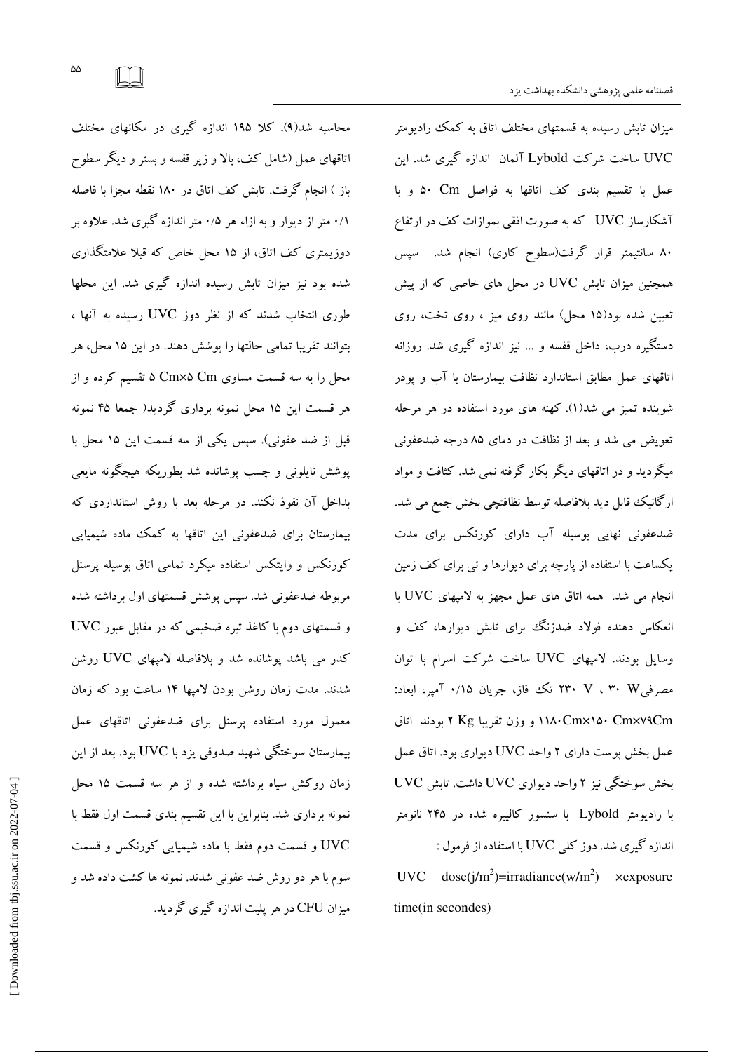میزان تابش رسیده به قسمتهای مختلف اتاق به کمک رادیومتر UVC ساخت شرکت Lybold آلمان اندازه گیری شد. این عمل با تقسیم بندی کف اتاقها به فواصل ۵۰ Cm و با آشکارساز UVC که به صورت افقی بموازات کف در ارتفاع ۸۰ سانتیمتر قرار گرفت(سطوح کاری) انجام شد. سپس همچنین میزان تابش UVC در محل های خاصی که از پیش تعیین شده بود(۱۵ محل) مانند روی میز ، روی تخت، روی دستگیره درب، داخل قفسه و ... نیز اندازه گیری شد. روزانه اتاقهای عمل مطابق استاندارد نظافت بیمارستان با آب و پودر شوینده تمیز می شد(۱). کهنه های مورد استفاده در هر مرحله تعویض می شد و بعد از نظافت در دمای ۸۵ درجه ضدعفونی میگردید و در اتاقهای دیگر بکار گرفته نمی شد. کثافت و مواد ارگانیک قابل دید بلافاصله توسط نظافتچی بخش جمع می شد. ضدعفونی نهایی بوسیله آب دارای کورنکس برای مدت یکساعت با استفاده از پارچه برای دیوارها و تی برای کف زمین انجام می شد. همه اتاق های عمل مجهز به لامپهای UVC با انعکاس دهنده فولاد ضدزنگ برای تابش دیوارها، کف و وسایل بودند. لامپهای UVC ساخت شرکت اسرام با توان مصرفی۳۰ W ، ۲۳۰ V تک فاز، جریان ۰/۱۵ آمپر، ابعاد: ۱۱۸۰Cm×۱۵۰ Cm×۷۹Cm و وزن تقریبا ۲ Kg بودند اتاق عمل بخش پوست دارای ۲ واحد UVC دیواری بود. اتاق عمل بخش سوختگی نیز ۲ واحد دیواری UVC داشت. تابش UVC با رادیومتر Lybold با سنسور کالیبره شده در ۲۴۵ نانومتر اندازه گیری شد. دوز کلی UVC با استفاده از فرمول :

$$\text{UVC dose}(j/m^2)=\text{irradiance}(w/m^2) \times \text{exposure time(in secondes)}$$

محاسبه شد(۹). کلا ۱۹۵ اندازه گیری در مکانهای مختلف اتاقهای عمل (شامل کف، بالا و زیر قفسه و بستر و دیگر سطوح باز ) انجام گرفت. تابش کف اتاق در ۱۸۰ نقطه مجزا با فاصله ۰/۱ متر از دیوار و به ازاء هر ۰/۵ متر اندازه گیری شد. علاوه بر دوزیمتری کف اتاق، از ۱۵ محل خاص که قبلا علامتگذاری شده بود نیز میزان تابش رسیده اندازه گیری شد. این محلها طوری انتخاب شدند که از نظر دوز UVC رسیده به آنها ، بتوانند تقریبا تمامی حالتها را پوشش دهند. در این ۱۵ محل، هر محل را به سه قسمت مساوی ۵ Cm×۵ Cm تقسیم کرده و از هر قسمت این ۱۵ محل نمونه برداری گردید( جمعا ۴۵ نمونه قبل از ضد عفونی). سپس یکی از سه قسمت این ۱۵ محل با پوشش نایلونی و چسب پوشانده شد بطوریکه هیچگونه مایعی بداخل آن نفوذ نکند. در مرحله بعد با روش استانداردی که بیمارستان برای ضدعفونی این اتاقها به کمک ماده شیمیایی کورنکس و وایتکس استفاده میکرد تمامی اتاق بوسیله پرسنل مربوطه ضدعفونی شد. سپس پوشش قسمتهای اول برداشته شده و قسمتهای دوم با کاغذ تیره ضخیمی که در مقابل عبور UVC کدر می باشد پوشانده شد و بلافاصله لامپهای UVC روشن شدند. مدت زمان روشن بودن لامپها ۱۴ ساعت بود که زمان معمول مورد استفاده پرسنل برای ضدعفونی اتاقهای عمل بیمارستان سوختگی شهید صدوقی یزد با UVC بود. بعد از این زمان روکش سیاه برداشته شده و از هر سه قسمت ۱۵ محل نمونه برداری شد. بنابراین با این تقسیم بندی قسمت اول فقط با UVC و قسمت دوم فقط با ماده شیمیایی کورنکس و قسمت سوم با هر دو روش ضد عفونی شدند. نمونه ها کشت داده شد و میزان CFU در هر پلیت اندازه گیری گردید.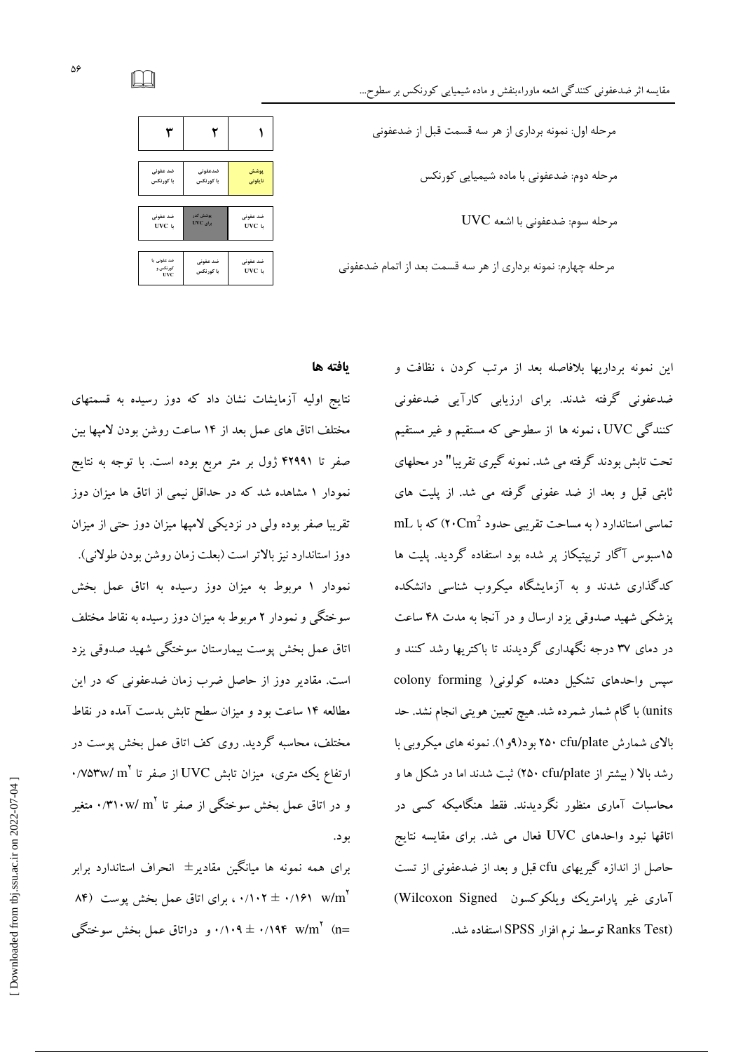مرحله اول: نمونه برداری از هر سه قسمت قبل از ضدعفونی

مرحله دوم: ضدعفونی با ماده شیمیایی کورنکس

مرحله سوم: ضدعفونی با اشعه UVC

مرحله چهارم: نمونه برداری از هر سه قسمت بعد از اتمام ضدعفونی

| ۱ | ۲ | ۳ |
|---|---|---|
| پوشش نایلونی | ضدعفونی با کورنکس | ضد عفونی با کورنکس |
| ضد عفونی با UVC | پوشش کدر برای UVC | ضد عفونی با UVC |
| ضد عفونی با UVC | ضد عفونی با کورنکس | ضد عفونی با کورنکس و UVC |

این نمونه برداریها بلافاصله بعد از مرتب کردن ، نظافت و ضدعفونی گرفته شدند. برای ارزیابی کارآیی ضدعفونی کنندگی UVC ، نمونه ها از سطوحی که مستقیم و غیر مستقیم تحت تابش بودند گرفته می شد. نمونه گیری تقریبا" در محلهای ثابتی قبل و بعد از ضد عفونی گرفته می شد. از پلیت های تماسی استاندارد ( به مساحت تقریبی حدود $۲۰Cm^2$) که با mL ۱۵سبوس آگار ترپیتکاز پر شده بود استفاده گردید. پلیت ها کدگذاری شدند و به آزمایشگاه میکروب شناسی دانشکده پزشکی شهید صدوقی یزد ارسال و در آنجا به مدت ۴۸ ساعت در دمای ۳۷ درجه نگهداری گردیدند تا باکتریها رشد کنند و سپس واحدهای تشکیل دهنده کولونی( colony forming units) با گام شمار شمرده شد. هیچ تعیین هویتی انجام نشد. حد بالای شمارش cfu/plate ۲۵۰ بود(۹و۱). نمونه های میکروبی با رشد بالا ( بیشتر از cfu/plate ۲۵۰) ثبت شدند اما در شکل ها و محاسبات آماری منظور نگردیدند. فقط هنگامیکه کسی در اتاقها نبود واحدهای UVC فعال می شد. برای مقایسه نتایج حاصل از اندازه گیریهای cfu قبل و بعد از ضدعفونی از تست آماری غیر پارامتریک ویلکوکسون (Wilcoxon Signed Ranks Test) توسط نرم افزار SPSS استفاده شد.

## یافته ها

نتایج اولیه آزمایشات نشان داد که دوز رسیده به قسمتهای مختلف اتاق های عمل بعد از ۱۴ ساعت روشن بودن لامپها بین صفر تا ۴۲۹۹۱ ژول بر متر مربع بوده است. با توجه به نتایج نمودار ۱ مشاهده شد که در حداقل نیمی از اتاق ها میزان دوز تقریبا صفر بوده ولی در نزدیکی لامپها میزان دوز حتی از میزان دوز استاندارد نیز بالاتر است (بعلت زمان روشن بودن طولانی). نمودار ۱ مربوط به میزان دوز رسیده به اتاق عمل بخش سوختگی و نمودار ۲ مربوط به میزان دوز رسیده به نقاط مختلف اتاق عمل بخش پوست بیمارستان سوختگی شهید صدوقی یزد است. مقادیر دوز از حاصل ضرب زمان ضدعفونی که در این مطالعه ۱۴ ساعت بود و میزان سطح تابش بدست آمده در نقاط مختلف، محاسبه گردید. روی کف اتاق عمل بخش پوست در ارتفاع یک متری، میزان تابش UVC از صفر تا $۰/۷۵۳ w/m^2$ و در اتاق عمل بخش سوختگی از صفر تا $۰/۳۱۰ w/m^2$ متغیر بود.

برای همه نمونه ها میانگین مقادیر± انحراف استاندارد برابر $۰/۱۶۱ \pm ۰/۱۰۲ \ w/m^2$ ، برای اتاق عمل بخش پوست (۸۴ =n) و دراتاق عمل بخش سوختگی $۰/۱۹۴ \pm ۰/۱۰۹ \ w/m^2$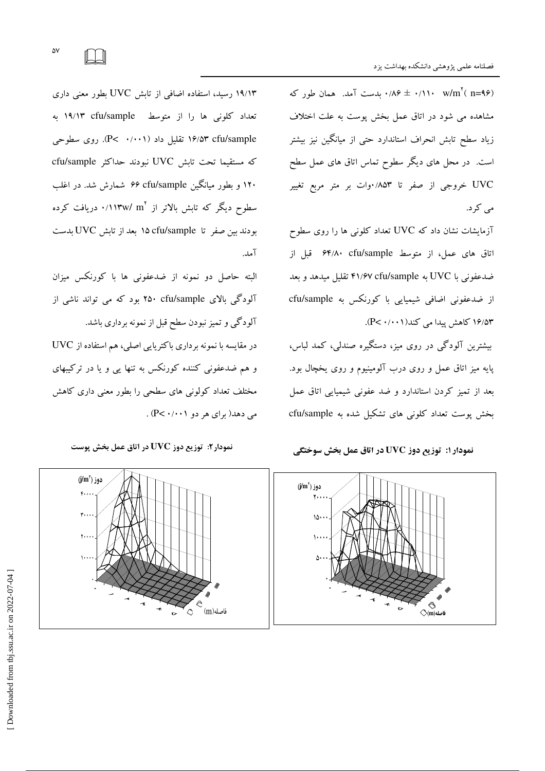(n=96) $w/m^2$ ۰/۱۱۰ ± ۰/۸۶ بدست آمد. همان طور که مشاهده می شود در اتاق عمل بخش پوست به علت اختلاف زیاد سطح تابش انحراف استاندارد حتی از میانگین نیز بیشتر است. در محل های دیگر سطوح تماس اتاق های عمل سطح UVC خروجی از صفر تا ۰/۸۵۳وات بر متر مربع تغییر می کرد.

آزمایشات نشان داد که UVC تعداد کلونی ها را روی سطوح اتاق های عمل، از متوسط cfu/sample ۶۴/۸۰ قبل از ضدعفونی با UVC به cfu/sample ۴۱/۶۷ تقلیل میدهد و بعد از ضدعفونی اضافی شیمیایی با کورنکس به cfu/sample ۱۶/۵۳ کاهش پیدا می کند(P< ۰/۰۰۱).

بیشترین آلودگی در روی میز، دستگیره صندلی، کمد لباس، پایه میز اتاق عمل و روی درب آلومینیوم و روی یخچال بود. بعد از تمیز کردن استاندارد و ضد عفونی شیمیایی اتاق عمل بخش پوست تعداد کلونی های تشکیل شده به cfu/sample ۱۹/۱۳ رسید، استفاده اضافی از تابش UVC بطور معنی داری تعداد کلونی ها را از متوسط cfu/sample ۱۹/۱۳ به cfu/sample ۱۶/۵۳ تقلیل داد (P< ۰/۰۰۱). روی سطوحی که مستقیما تحت تابش UVC نبودند حداکثر cfu/sample ۱۲۰ و بطور میانگین cfu/sample ۶۶ شمارش شد. در اغلب سطوح دیگر که تابش بالاتر از $0/113 w/m^2$ دریافت کرده بودند بین صفر تا cfu/sample ۱۵ بعد از تابش UVC بدست آمد.

البته حاصل دو نمونه از ضدعفونی ها با کورنکس میزان آلودگی بالای cfu/sample ۲۵۰ بود که می تواند ناشی از آلودگی و تمیز نبودن سطح قبل از نمونه برداری باشد.

در مقایسه با نمونه برداری باکتریایی اصلی، هم استفاده از UVC و هم ضدعفونی کننده کورنکس به تنها یی و یا در ترکیبهای مختلف تعداد کولونی های سطحی را بطور معنی داری کاهش می دهد( برای هر دو P< ۰/۰۰۱) .

**نمودار۱: توزیع دوز UVC در اتاق عمل بخش سوختگی**

**نمودار۲: توزیع دوز UVC در اتاق عمل بخش پوست**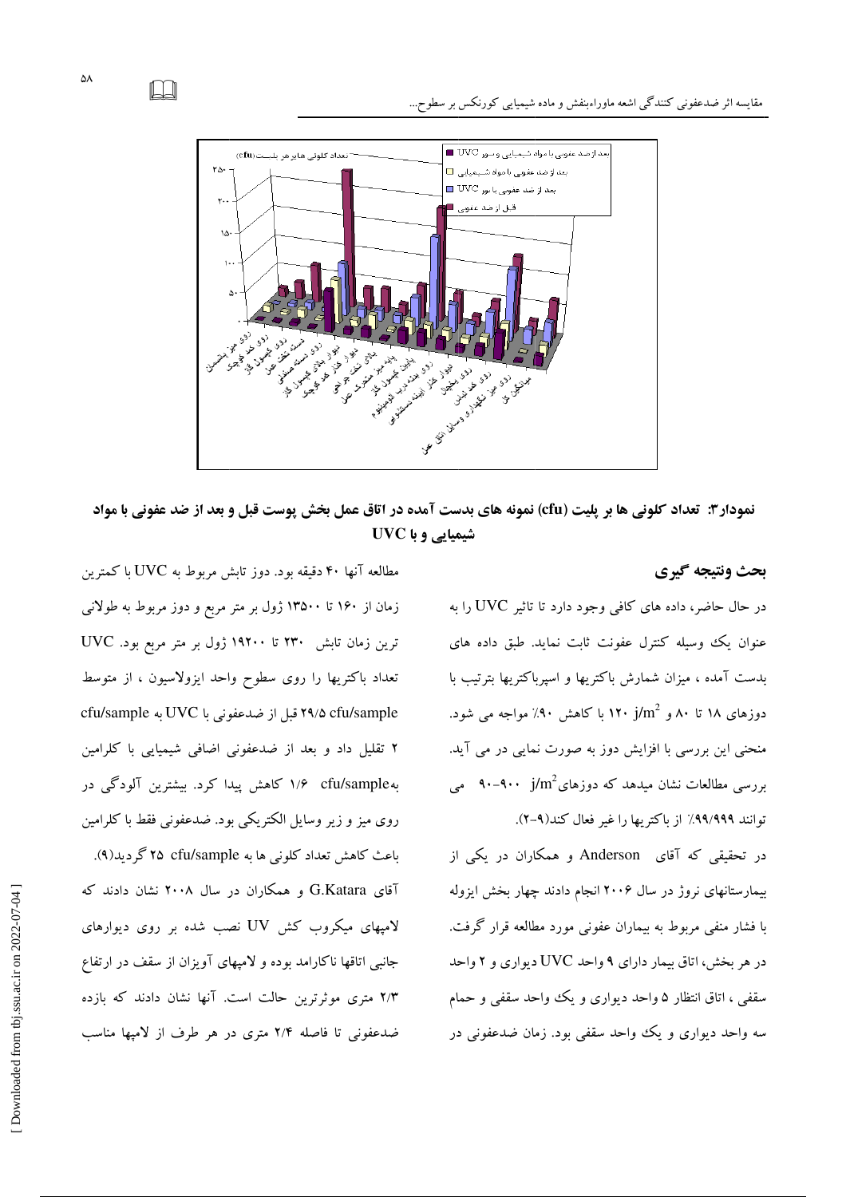نمودار۳: تعداد کلونی ها بر پلیت (cfu) نمونه های بدست آمده در اتاق عمل بخش پوست قبل و بعد از ضد عفونی با مواد شیمیایی و با UVC

## بحث ونتیجه گیری

در حال حاضر، داده های کافی وجود دارد تا تاثیر UVC را به عنوان یک وسیله کنترل عفونت ثابت نماید. طبق داده های بدست آمده ، میزان شمارش باکتریها و اسپرباکتریها بترتیب با دوزهای ۱۸ تا ۸۰ و ۱۲۰ $j/m^2$ با کاهش ۹۰٪ مواجه می شود. منحنی این بررسی با افزایش دوز به صورت نمایی در می آید. بررسی مطالعات نشان میدهد که دوزهای $j/m^2$ ۹۰۰-۹۰ می توانند ۹۹/۹۹۹٪ از باکتریها را غیر فعال کند(۹-۲).

در تحقیقی که آقای Anderson و همکاران در یکی از بیمارستانهای نروژ در سال ۲۰۰۶ انجام دادند چهار بخش ایزوله با فشار منفی مربوط به بیماران عفونی مورد مطالعه قرار گرفت. در هر بخش، اتاق بیمار دارای ۹ واحد UVC دیواری و ۲ واحد سقفی ، اتاق انتظار ۵ واحد دیواری و یک واحد سقفی و حمام سه واحد دیواری و یک واحد سقفی بود. زمان ضدعفونی در مطالعه آنها ۴۰ دقیقه بود. دوز تابش مربوط به UVC با کمترین زمان از ۱۶۰ تا ۱۳۵۰۰ ژول بر متر مربع و دوز مربوط به طولانی ترین زمان تابش ۲۳۰ تا ۱۹۲۰۰ ژول بر متر مربع بود. UVC تعداد باکتریها را روی سطوح واحد ایزولاسیون ، از متوسط ۲۹/۵ cfu/sample قبل از ضدعفونی با UVC به cfu/sample ۲ تقلیل داد و بعد از ضدعفونی اضافی شیمیایی با کلرامین بهcfu/sample ۱/۶ کاهش پیدا کرد. بیشترین آلودگی در روی میز و زیر وسایل الکتریکی بود. ضدعفونی فقط با کلرامین باعث کاهش تعداد کلونی ها به cfu/sample ۲۵ گردید(۹).

آقای G.Katara و همکاران در سال ۲۰۰۸ نشان دادند که لامپهای میکروب کش UV نصب شده بر روی دیوارهای جانبی اتاقها ناکارامد بوده و لامپهای آویزان از سقف در ارتفاع ۲/۳ متری موثرترین حالت است. آنها نشان دادند که بازده ضدعفونی تا فاصله ۲/۴ متری در هر طرف از لامپها مناسب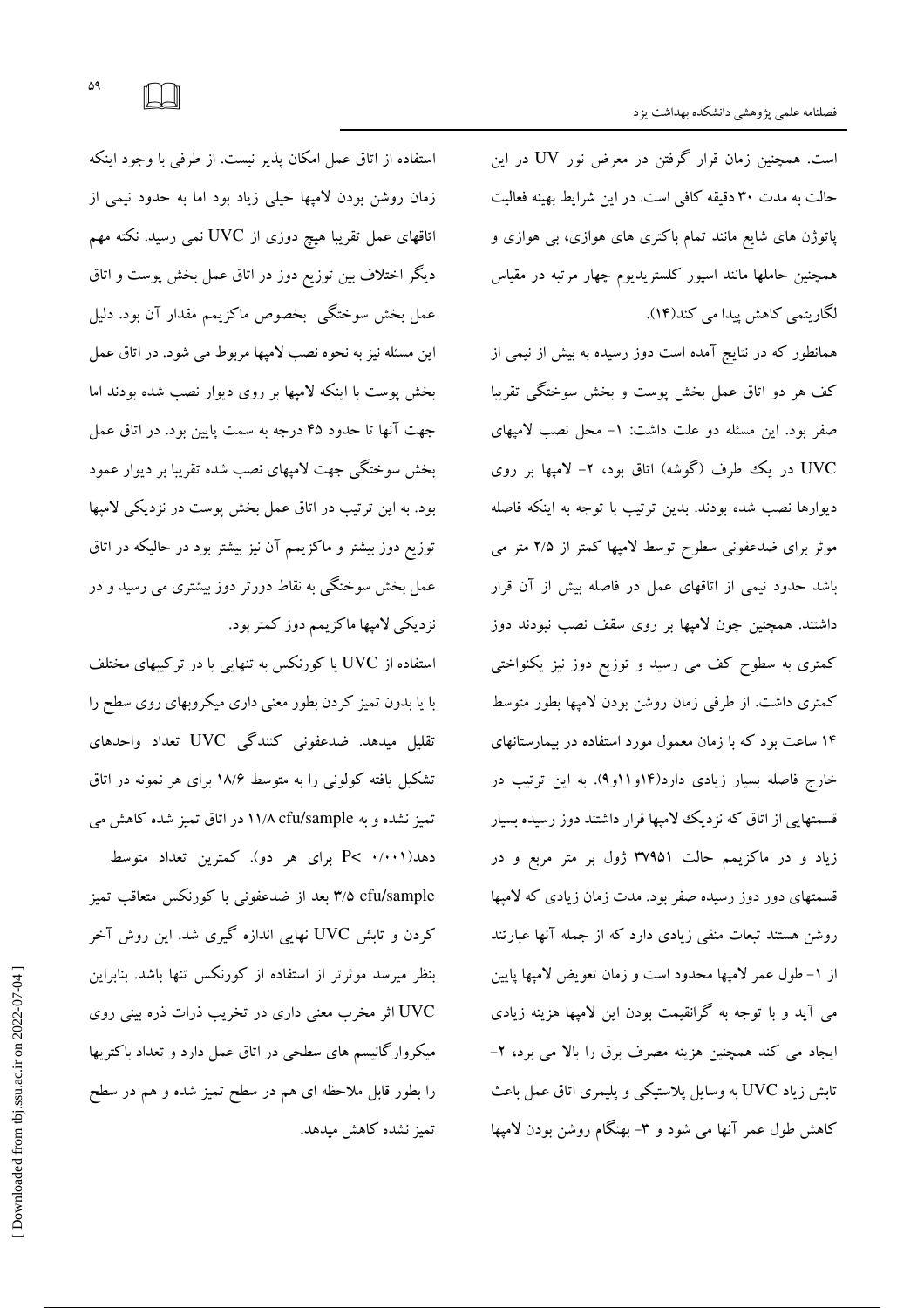است. همچنین زمان قرار گرفتن در معرض نور UV در این حالت به مدت ۳۰ دقیقه کافی است. در این شرایط بهینه فعالیت پاتوژن های شایع مانند تمام باکتری های هوازی، بی هوازی و همچنین حاملها مانند اسپور کلستریدیوم چهار مرتبه در مقیاس لگاریتمی کاهش پیدا می کند(۱۴).

همانطور که در نتایج آمده است دوز رسیده به بیش از نیمی از کف هر دو اتاق عمل بخش پوست و بخش سوختگی تقریبا صفر بود. این مسئله دو علت داشت: ۱- محل نصب لامپهای UVC در یک طرف (گوشه) اتاق بود، ۲- لامپها بر روی دیوارها نصب شده بودند. بدین ترتیب با توجه به اینکه فاصله موثر برای ضدعفونی سطوح توسط لامپها کمتر از ۲/۵ متر می باشد حدود نیمی از اتاقهای عمل در فاصله بیش از آن قرار داشتند. همچنین چون لامپها بر روی سقف نصب نبودند دوز کمتری به سطوح کف می رسید و توزیع دوز نیز یکنواختی کمتری داشت. از طرفی زمان روشن بودن لامپها بطور متوسط ۱۴ ساعت بود که با زمان معمول مورد استفاده در بیمارستانهای خارج فاصله بسیار زیادی دارد(۱۴و۱۱و۹). به این ترتیب در قسمتهایی از اتاق که نزدیک لامپها قرار داشتند دوز رسیده بسیار زیاد و در ماکزیمم حالت ۳۷۹۵۱ ژول بر متر مربع و در قسمتهای دور دوز رسیده صفر بود. مدت زمان زیادی که لامپها روشن هستند تبعات منفی زیادی دارد که از جمله آنها عبارتند از ۱- طول عمر لامپها محدود است و زمان تعویض لامپها پایین می آید و با توجه به گرانقیمت بودن این لامپها هزینه زیادی ایجاد می کند همچنین هزینه مصرف برق را بالا می برد، ۲- تابش زیاد UVC به وسایل پلاستیکی و پلیمری اتاق عمل باعث کاهش طول عمر آنها می شود و ۳- بهنگام روشن بودن لامپها استفاده از اتاق عمل امکان پذیر نیست. از طرفی با وجود اینکه زمان روشن بودن لامپها خیلی زیاد بود اما به حدود نیمی از اتاقهای عمل تقریبا هیچ دوزی از UVC نمی رسید. نکته مهم دیگر اختلاف بین توزیع دوز در اتاق عمل بخش پوست و اتاق عمل بخش سوختگی بخصوص ماکزیمم مقدار آن بود. دلیل این مسئله نیز به نحوه نصب لامپها مربوط می شود. در اتاق عمل بخش پوست با اینکه لامپها بر روی دیوار نصب شده بودند اما جهت آنها تا حدود ۴۵ درجه به سمت پایین بود. در اتاق عمل بخش سوختگی جهت لامپهای نصب شده تقریبا بر دیوار عمود بود. به این ترتیب در اتاق عمل بخش پوست در نزدیکی لامپها توزیع دوز بیشتر و ماکزیمم آن نیز بیشتر بود در حالیکه در اتاق عمل بخش سوختگی به نقاط دورتر دوز بیشتری می رسید و در نزدیکی لامپها ماکزیمم دوز کمتر بود.

استفاده از UVC یا کورنکس به تنهایی یا در ترکیبهای مختلف با یا بدون تمیز کردن بطور معنی داری میکروبهای روی سطح را تقلیل میدهد. ضدعفونی کنندگی UVC تعداد واحدهای تشکیل یافته کولونی را به متوسط ۱۸/۶ برای هر نمونه در اتاق تمیز نشده و به cfu/sample ۱۱/۸ در اتاق تمیز شده کاهش می دهد(۰/۰۰۱ >P برای هر دو). کمترین تعداد متوسط cfu/sample ۳/۵ بعد از ضدعفونی با کورنکس متعاقب تمیز کردن و تابش UVC نهایی اندازه گیری شد. این روش آخر بنظر میرسد موثرتر از استفاده از کورنکس تنها باشد. بنابراین UVC اثر مخرب معنی داری در تخریب ذرات ذره بینی روی میکروارگانیسم های سطحی در اتاق عمل دارد و تعداد باکتریها را بطور قابل ملاحظه ای هم در سطح تمیز شده و هم در سطح تمیز نشده کاهش میدهد.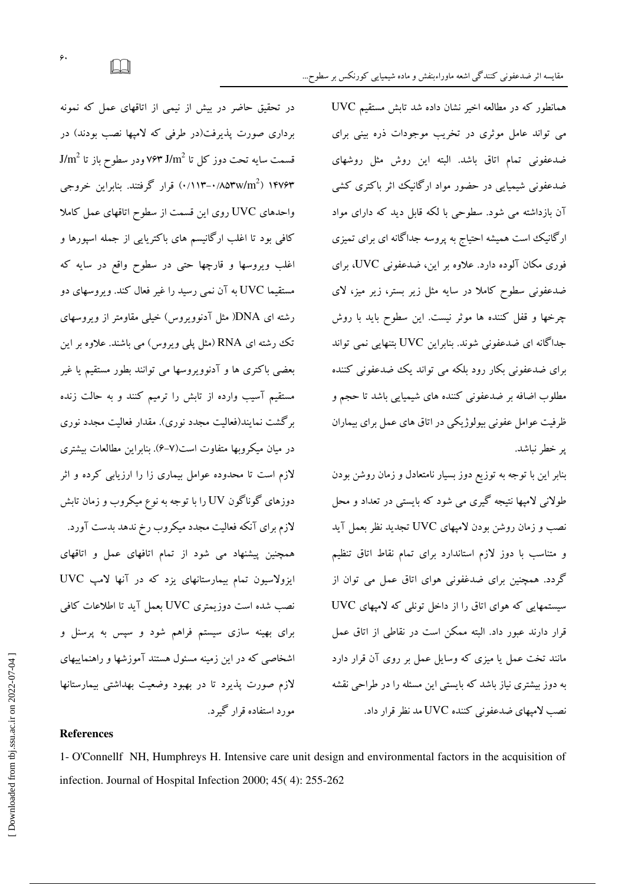همانطور که در مطالعه اخیر نشان داده شد تابش مستقیم UVC می تواند عامل موثری در تخریب موجودات ذره بینی برای ضدعفونی تمام اتاق باشد. البته این روش مثل روشهای ضدعفونی شیمیایی در حضور مواد ارگانیک اثر باکتری کشی آن بازداشته می شود. سطوحی با لکه قابل دید که دارای مواد ارگانیک است همیشه احتیاج به پروسه جداگانه ای برای تمیزی فوری مکان آلوده دارد. علاوه بر این، ضدعفونی UVC، برای ضدعفونی سطوح کاملا در سایه مثل زیر بستر، زیر میز، لای چرخها و قفل کننده ها موثر نیست. این سطوح باید با روش جداگانه ای ضدعفونی شوند. بنابراین UVC بتنهایی نمی تواند برای ضدعفونی بکار رود بلکه می تواند یک ضدعفونی کننده مطلوب اضافه بر ضدعفونی کننده های شیمیایی باشد تا حجم و ظرفیت عوامل عفونی بیولوژیکی در اتاق های عمل برای بیماران پر خطر نباشد.

بنابر این با توجه به توزیع دوز بسیار نامتعادل و زمان روشن بودن طولانی لامپها نتیجه گیری می شود که بایستی در تعداد و محل نصب و زمان روشن بودن لامپهای UVC تجدید نظر بعمل آید و متناسب با دوز لازم استاندارد برای تمام نقاط اتاق تنظیم گردد. همچنین برای ضدغفونی هوای اتاق عمل می توان از سیستمهایی که هوای اتاق را از داخل تونلی که لامپهای UVC قرار دارند عبور داد. البته ممکن است در نقاطی از اتاق عمل مانند تخت عمل یا میزی که وسایل عمل بر روی آن قرار دارد به دوز بیشتری نیاز باشد که بایستی این مسئله را در طراحی نقشه نصب لامپهای ضدعفونی کننده UVC مد نظر قرار داد.

در تحقیق حاضر در بیش از نیمی از اتاقهای عمل که نمونه برداری صورت پذیرفت(در طرفی که لامپها نصب بودند) در قسمت سایه تحت دوز کل تا ۷۶۳ $J/m^2$ ودر سطوح باز تا ۱۴۷۶۳ $J/m^2$ (۰/۸۵۳$w/m^2$–۰/۱۱۳) قرار گرفتند. بنابراین خروجی واحدهای UVC روی این قسمت از سطوح اتاقهای عمل کاملا کافی بود تا اغلب ارگانیسم های باکتریایی از جمله اسپورها و اغلب ویروسها و قارچها حتی در سطوح واقع در سایه که مستقیما UVC به آن نمی رسید را غیر فعال کند. ویروسهای دو رشته ای DNA( مثل آدنوویروس) خیلی مقاومتر از ویروسهای تک رشته ای RNA (مثل پلی ویروس) می باشند. علاوه بر این بعضی باکتری ها و آدنوویروسها می توانند بطور مستقیم یا غیر مستقیم آسیب وارده از تابش را ترمیم کنند و به حالت زنده برگشت نمایند(فعالیت مجدد نوری). مقدار فعالیت مجدد نوری در میان میکروبها متفاوت است(۷-۶). بنابراین مطالعات بیشتری لازم است تا محدوده عوامل بیماری زا را ارزیابی کرده و اثر دوزهای گوناگون UV را با توجه به نوع میکروب و زمان تابش لازم برای آنکه فعالیت مجدد میکروب رخ ندهد بدست آورد.

همچنین پیشنهاد می شود از تمام اتاقهای عمل و اتاقهای ایزولاسیون تمام بیمارستانهای یزد که در آنها لامپ UVC نصب شده است دوزیمتری UVC بعمل آید تا اطلاعات کافی برای بهینه سازی سیستم فراهم شود و سپس به پرسنل و اشخاصی که در این زمینه مسئول هستند آموزشها و راهنماییهای لازم صورت پذیرد تا در بهبود وضعیت بهداشتی بیمارستانها مورد استفاده قرار گیرد.

## References

1- O'Connellf NH, Humphreys H. Intensive care unit design and environmental factors in the acquisition of infection. Journal of Hospital Infection 2000; 45( 4): 255-262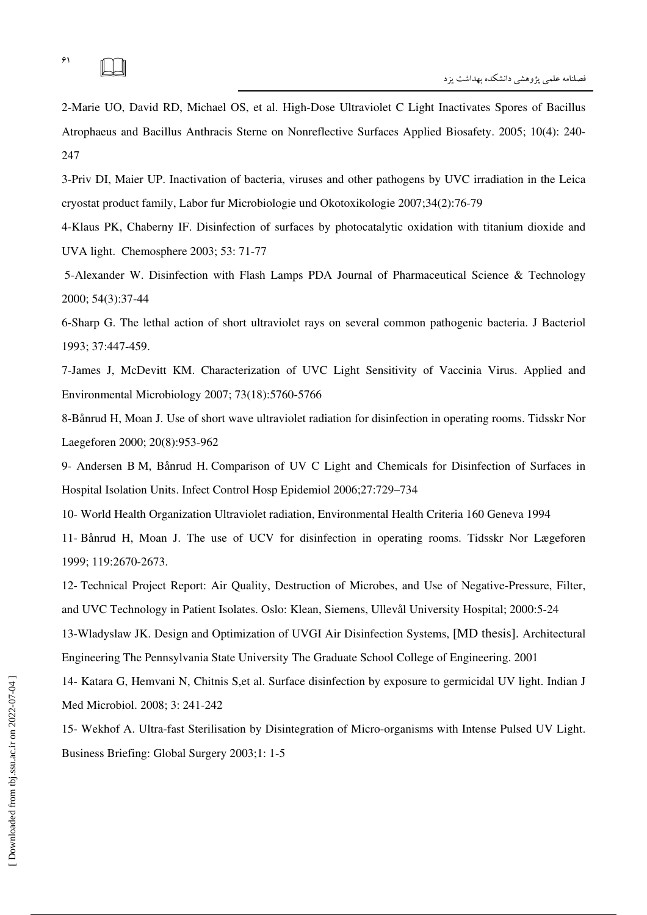2-Marie UO, David RD, Michael OS, et al. High-Dose Ultraviolet C Light Inactivates Spores of Bacillus Atrophaeus and Bacillus Anthracis Sterne on Nonreflective Surfaces Applied Biosafety. 2005; 10(4): 240-247

3-Priv DI, Maier UP. Inactivation of bacteria, viruses and other pathogens by UVC irradiation in the Leica cryostat product family, Labor fur Microbiologie und Okotoxikologie 2007;34(2):76-79

4-Klaus PK, Chaberny IF. Disinfection of surfaces by photocatalytic oxidation with titanium dioxide and UVA light. Chemosphere 2003; 53: 71-77

5-Alexander W. Disinfection with Flash Lamps PDA Journal of Pharmaceutical Science & Technology 2000; 54(3):37-44

6-Sharp G. The lethal action of short ultraviolet rays on several common pathogenic bacteria. J Bacteriol 1993; 37:447-459.

7-James J, McDevitt KM. Characterization of UVC Light Sensitivity of Vaccinia Virus. Applied and Environmental Microbiology 2007; 73(18):5760-5766

8-Bånrud H, Moan J. Use of short wave ultraviolet radiation for disinfection in operating rooms. Tidsskr Nor Laegeforen 2000; 20(8):953-962

9- Andersen B M, Bånrud H. Comparison of UV C Light and Chemicals for Disinfection of Surfaces in Hospital Isolation Units. Infect Control Hosp Epidemiol 2006;27:729–734

10- World Health Organization Ultraviolet radiation, Environmental Health Criteria 160 Geneva 1994

11- Bånrud H, Moan J. The use of UCV for disinfection in operating rooms. Tidsskr Nor Lægeforen 1999; 119:2670-2673.

12- Technical Project Report: Air Quality, Destruction of Microbes, and Use of Negative-Pressure, Filter, and UVC Technology in Patient Isolates. Oslo: Klean, Siemens, Ullevål University Hospital; 2000:5-24

13-Wladyslaw JK. Design and Optimization of UVGI Air Disinfection Systems, [MD thesis]. Architectural Engineering The Pennsylvania State University The Graduate School College of Engineering. 2001

14- Katara G, Hemvani N, Chitnis S,et al. Surface disinfection by exposure to germicidal UV light. Indian J Med Microbiol. 2008; 3: 241-242

15- Wekhof A. Ultra-fast Sterilisation by Disintegration of Micro-organisms with Intense Pulsed UV Light. Business Briefing: Global Surgery 2003;1: 1-5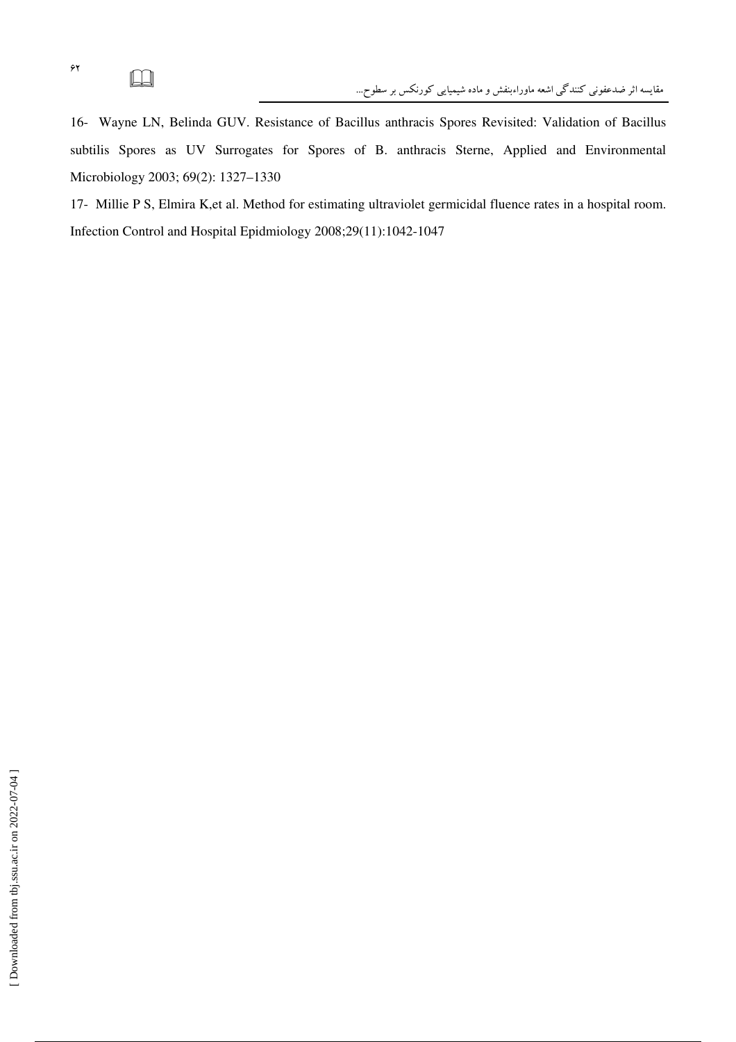16- Wayne LN, Belinda GUV. Resistance of Bacillus anthracis Spores Revisited: Validation of Bacillus subtilis Spores as UV Surrogates for Spores of B. anthracis Sterne, Applied and Environmental Microbiology 2003; 69(2): 1327–1330

17- Millie P S, Elmira K,et al. Method for estimating ultraviolet germicidal fluence rates in a hospital room. Infection Control and Hospital Epidmiology 2008;29(11):1042-1047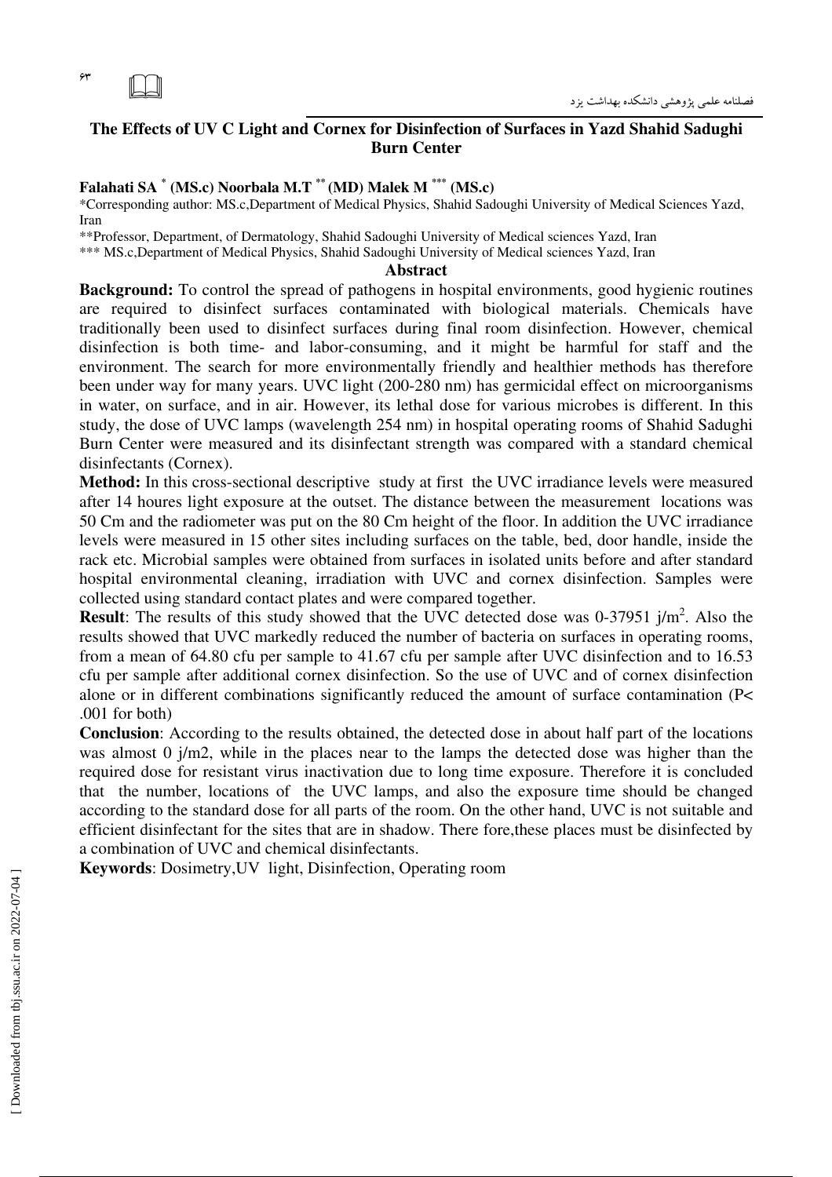# The Effects of UV C Light and Cornex for Disinfection of Surfaces in Yazd Shahid Sadughi Burn Center

**Falahati SA [*] (MS.c) Noorbala M.T [**] (MD) Malek M [***] (MS.c)**

*Corresponding author: MS.c,Department of Medical Physics, Shahid Sadoughi University of Medical Sciences Yazd, Iran

**Professor, Department, of Dermatology, Shahid Sadoughi University of Medical sciences Yazd, Iran

*** MS.c,Department of Medical Physics, Shahid Sadoughi University of Medical sciences Yazd, Iran

## Abstract

**Background:** To control the spread of pathogens in hospital environments, good hygienic routines are required to disinfect surfaces contaminated with biological materials. Chemicals have traditionally been used to disinfect surfaces during final room disinfection. However, chemical disinfection is both time- and labor-consuming, and it might be harmful for staff and the environment. The search for more environmentally friendly and healthier methods has therefore been under way for many years. UVC light (200-280 nm) has germicidal effect on microorganisms in water, on surface, and in air. However, its lethal dose for various microbes is different. In this study, the dose of UVC lamps (wavelength 254 nm) in hospital operating rooms of Shahid Sadughi Burn Center were measured and its disinfectant strength was compared with a standard chemical disinfectants (Cornex).

**Method:** In this cross-sectional descriptive study at first the UVC irradiance levels were measured after 14 houres light exposure at the outset. The distance between the measurement locations was 50 Cm and the radiometer was put on the 80 Cm height of the floor. In addition the UVC irradiance levels were measured in 15 other sites including surfaces on the table, bed, door handle, inside the rack etc. Microbial samples were obtained from surfaces in isolated units before and after standard hospital environmental cleaning, irradiation with UVC and cornex disinfection. Samples were collected using standard contact plates and were compared together.

**Result**: The results of this study showed that the UVC detected dose was 0-37951 $j/m^2$. Also the results showed that UVC markedly reduced the number of bacteria on surfaces in operating rooms, from a mean of 64.80 cfu per sample to 41.67 cfu per sample after UVC disinfection and to 16.53 cfu per sample after additional cornex disinfection. So the use of UVC and of cornex disinfection alone or in different combinations significantly reduced the amount of surface contamination ($P< .001$ for both)

**Conclusion**: According to the results obtained, the detected dose in about half part of the locations was almost 0 j/m2, while in the places near to the lamps the detected dose was higher than the required dose for resistant virus inactivation due to long time exposure. Therefore it is concluded that the number, locations of the UVC lamps, and also the exposure time should be changed according to the standard dose for all parts of the room. On the other hand, UVC is not suitable and efficient disinfectant for the sites that are in shadow. There fore,these places must be disinfected by a combination of UVC and chemical disinfectants.

**Keywords**: Dosimetry,UV light, Disinfection, Operating room